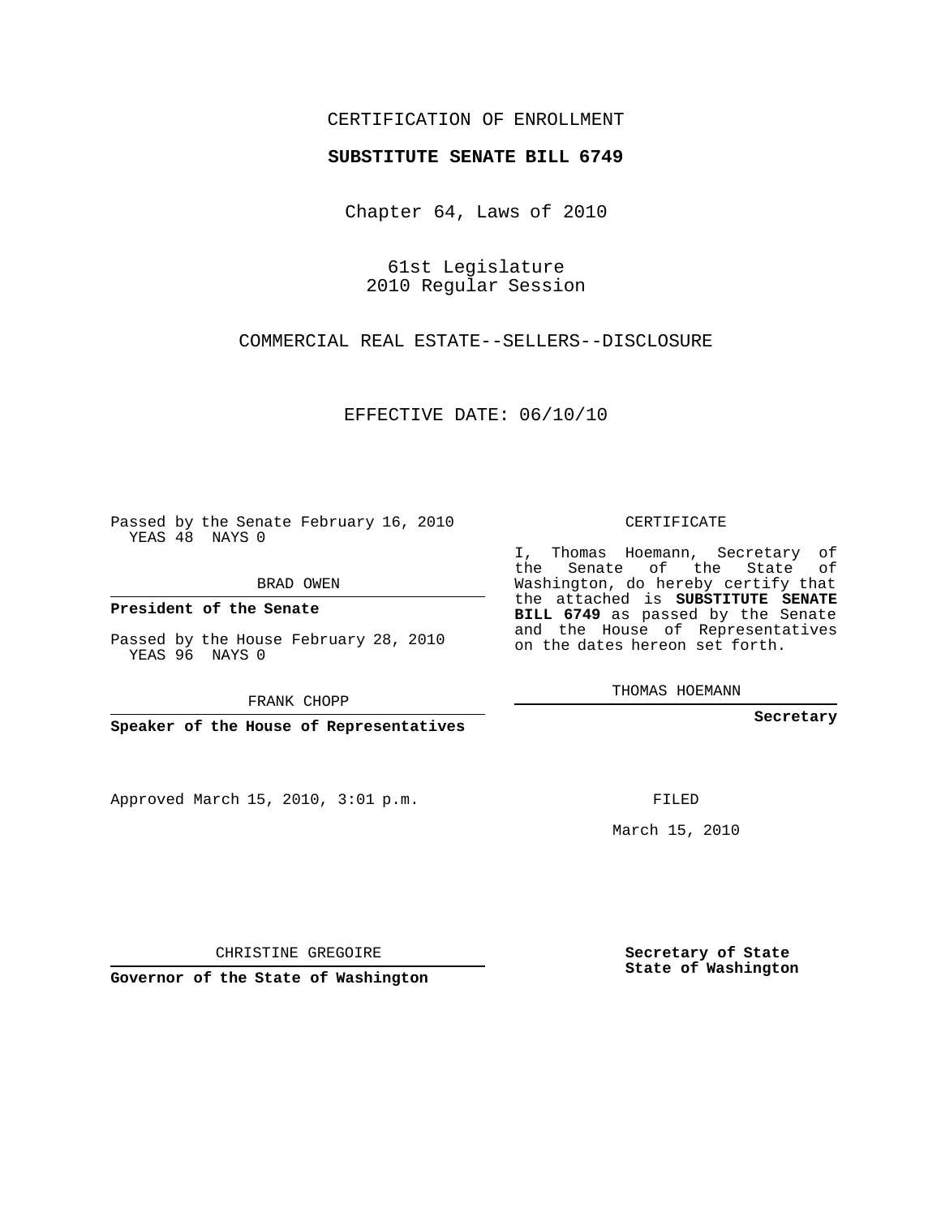CERTIFICATION OF ENROLLMENT

**SUBSTITUTE SENATE BILL 6749**

Chapter 64, Laws of 2010

61st Legislature
2010 Regular Session

COMMERCIAL REAL ESTATE--SELLERS--DISCLOSURE

EFFECTIVE DATE: 06/10/10

Passed by the Senate February 16, 2010
YEAS 48 NAYS 0

BRAD OWEN

**President of the Senate**

Passed by the House February 28, 2010
YEAS 96 NAYS 0

FRANK CHOPP

**Speaker of the House of Representatives**

CERTIFICATE

I, Thomas Hoemann, Secretary of the Senate of the State of Washington, do hereby certify that the attached is **SUBSTITUTE SENATE BILL 6749** as passed by the Senate and the House of Representatives on the dates hereon set forth.

THOMAS HOEMANN

**Secretary**

Approved March 15, 2010, 3:01 p.m.

FILED

March 15, 2010

CHRISTINE GREGOIRE

**Governor of the State of Washington**

**Secretary of State**
**State of Washington**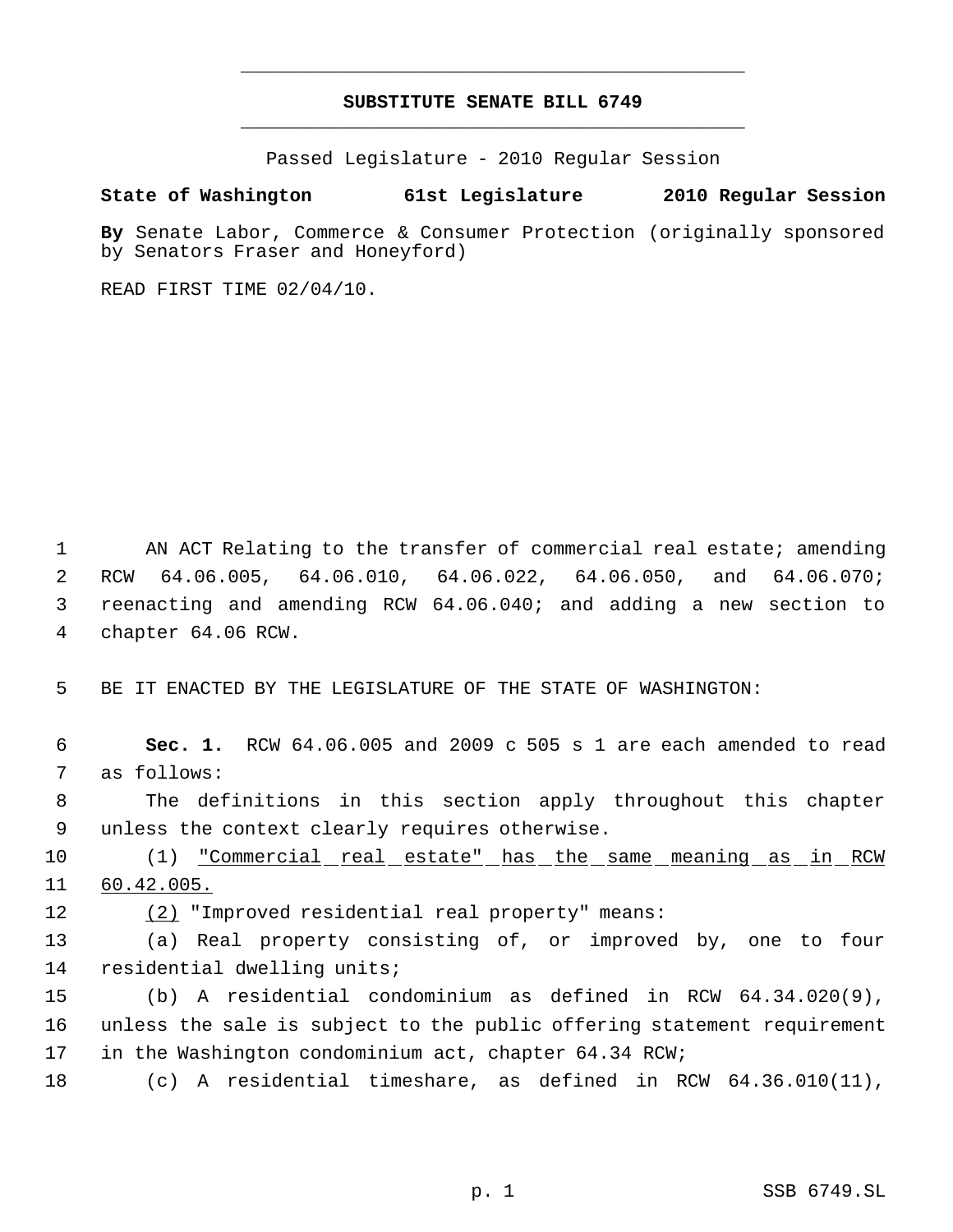# SUBSTITUTE SENATE BILL 6749

Passed Legislature - 2010 Regular Session

**State of Washington 61st Legislature 2010 Regular Session**

**By** Senate Labor, Commerce & Consumer Protection (originally sponsored by Senators Fraser and Honeyford)

READ FIRST TIME 02/04/10.

1 AN ACT Relating to the transfer of commercial real estate; amending
2 RCW 64.06.005, 64.06.010, 64.06.022, 64.06.050, and 64.06.070;
3 reenacting and amending RCW 64.06.040; and adding a new section to
4 chapter 64.06 RCW.

5 BE IT ENACTED BY THE LEGISLATURE OF THE STATE OF WASHINGTON:

6 **Sec. 1.** RCW 64.06.005 and 2009 c 505 s 1 are each amended to read
7 as follows:

8 The definitions in this section apply throughout this chapter
9 unless the context clearly requires otherwise.

10 (1) <u>"Commercial real estate" has the same meaning as in RCW</u>
11 <u>60.42.005.</u>

12 <u>(2)</u> "Improved residential real property" means:

13 (a) Real property consisting of, or improved by, one to four
14 residential dwelling units;

15 (b) A residential condominium as defined in RCW 64.34.020(9),
16 unless the sale is subject to the public offering statement requirement
17 in the Washington condominium act, chapter 64.34 RCW;

18 (c) A residential timeshare, as defined in RCW 64.36.010(11),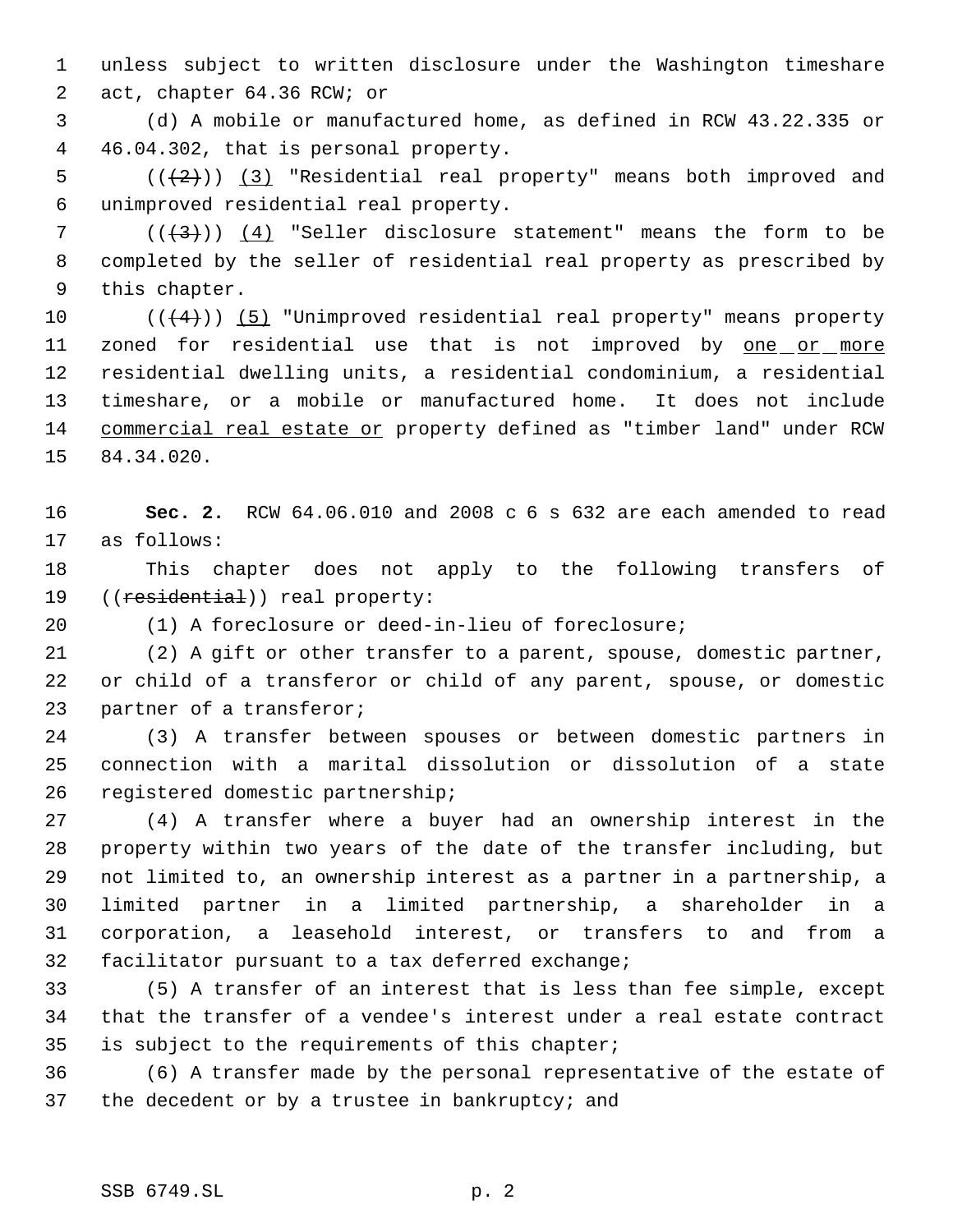unless subject to written disclosure under the Washington timeshare act, chapter 64.36 RCW; or

(d) A mobile or manufactured home, as defined in RCW 43.22.335 or 46.04.302, that is personal property.

~~((2))~~ (3) "Residential real property" means both improved and unimproved residential real property.

~~((3))~~ (4) "Seller disclosure statement" means the form to be completed by the seller of residential real property as prescribed by this chapter.

~~((4))~~ (5) "Unimproved residential real property" means property zoned for residential use that is not improved by one or more residential dwelling units, a residential condominium, a residential timeshare, or a mobile or manufactured home. It does not include commercial real estate or property defined as "timber land" under RCW 84.34.020.

**Sec. 2.** RCW 64.06.010 and 2008 c 6 s 632 are each amended to read as follows:

This chapter does not apply to the following transfers of ((~~residential~~)) real property:

(1) A foreclosure or deed-in-lieu of foreclosure;

(2) A gift or other transfer to a parent, spouse, domestic partner, or child of a transferor or child of any parent, spouse, or domestic partner of a transferor;

(3) A transfer between spouses or between domestic partners in connection with a marital dissolution or dissolution of a state registered domestic partnership;

(4) A transfer where a buyer had an ownership interest in the property within two years of the date of the transfer including, but not limited to, an ownership interest as a partner in a partnership, a limited partner in a limited partnership, a shareholder in a corporation, a leasehold interest, or transfers to and from a facilitator pursuant to a tax deferred exchange;

(5) A transfer of an interest that is less than fee simple, except that the transfer of a vendee's interest under a real estate contract is subject to the requirements of this chapter;

(6) A transfer made by the personal representative of the estate of the decedent or by a trustee in bankruptcy; and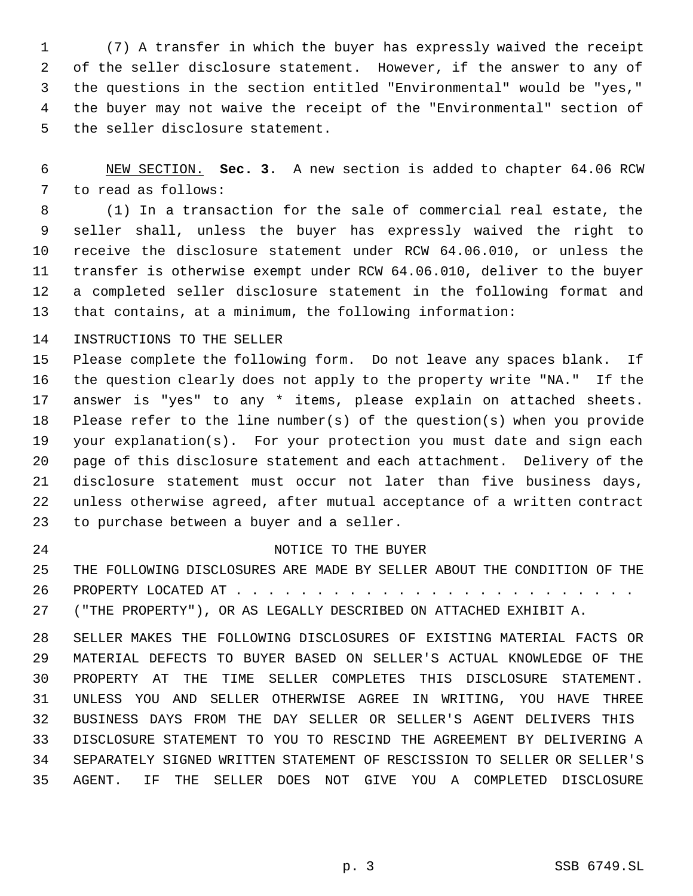(7) A transfer in which the buyer has expressly waived the receipt of the seller disclosure statement. However, if the answer to any of the questions in the section entitled "Environmental" would be "yes," the buyer may not waive the receipt of the "Environmental" section of the seller disclosure statement.

NEW SECTION. **Sec. 3.** A new section is added to chapter 64.06 RCW to read as follows:

(1) In a transaction for the sale of commercial real estate, the seller shall, unless the buyer has expressly waived the right to receive the disclosure statement under RCW 64.06.010, or unless the transfer is otherwise exempt under RCW 64.06.010, deliver to the buyer a completed seller disclosure statement in the following format and that contains, at a minimum, the following information:

INSTRUCTIONS TO THE SELLER

Please complete the following form. Do not leave any spaces blank. If the question clearly does not apply to the property write "NA." If the answer is "yes" to any * items, please explain on attached sheets. Please refer to the line number(s) of the question(s) when you provide your explanation(s). For your protection you must date and sign each page of this disclosure statement and each attachment. Delivery of the disclosure statement must occur not later than five business days, unless otherwise agreed, after mutual acceptance of a written contract to purchase between a buyer and a seller.

NOTICE TO THE BUYER

THE FOLLOWING DISCLOSURES ARE MADE BY SELLER ABOUT THE CONDITION OF THE PROPERTY LOCATED AT . . . . . . . . . . . . . . . . . . . . . . . . . . ("THE PROPERTY"), OR AS LEGALLY DESCRIBED ON ATTACHED EXHIBIT A.

SELLER MAKES THE FOLLOWING DISCLOSURES OF EXISTING MATERIAL FACTS OR MATERIAL DEFECTS TO BUYER BASED ON SELLER'S ACTUAL KNOWLEDGE OF THE PROPERTY AT THE TIME SELLER COMPLETES THIS DISCLOSURE STATEMENT. UNLESS YOU AND SELLER OTHERWISE AGREE IN WRITING, YOU HAVE THREE BUSINESS DAYS FROM THE DAY SELLER OR SELLER'S AGENT DELIVERS THIS DISCLOSURE STATEMENT TO YOU TO RESCIND THE AGREEMENT BY DELIVERING A SEPARATELY SIGNED WRITTEN STATEMENT OF RESCISSION TO SELLER OR SELLER'S AGENT. IF THE SELLER DOES NOT GIVE YOU A COMPLETED DISCLOSURE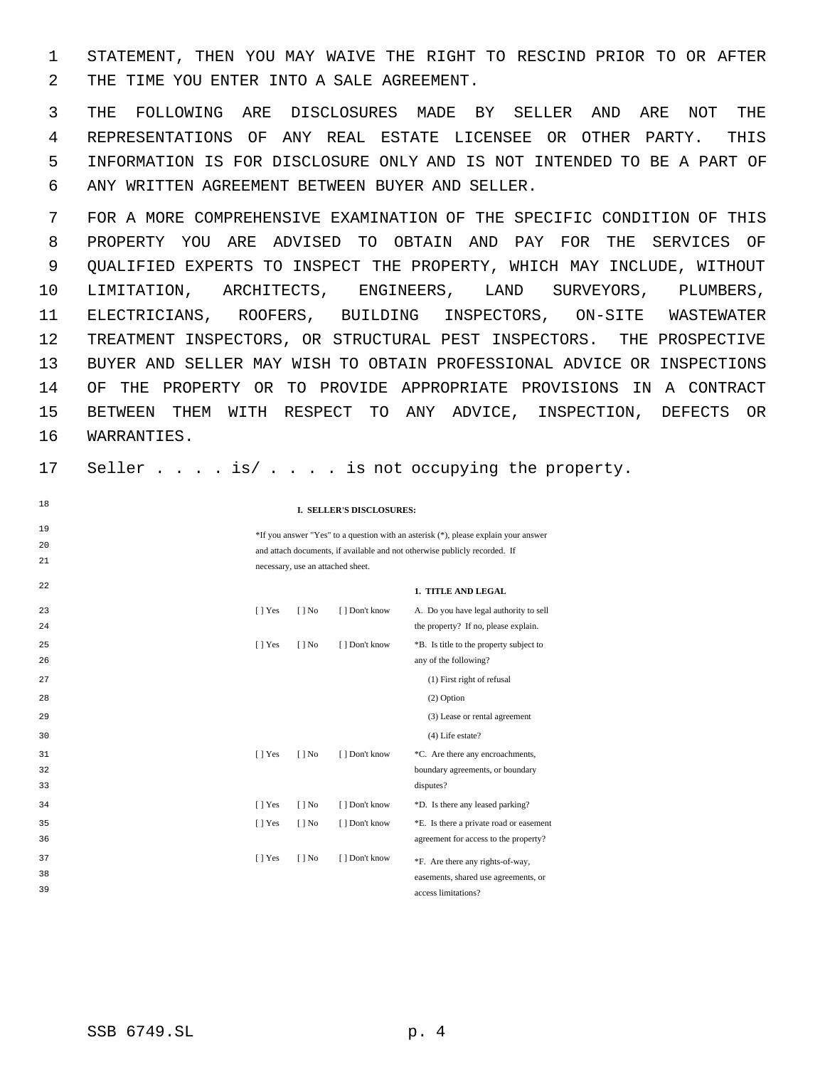STATEMENT, THEN YOU MAY WAIVE THE RIGHT TO RESCIND PRIOR TO OR AFTER THE TIME YOU ENTER INTO A SALE AGREEMENT.

THE FOLLOWING ARE DISCLOSURES MADE BY SELLER AND ARE NOT THE REPRESENTATIONS OF ANY REAL ESTATE LICENSEE OR OTHER PARTY. THIS INFORMATION IS FOR DISCLOSURE ONLY AND IS NOT INTENDED TO BE A PART OF ANY WRITTEN AGREEMENT BETWEEN BUYER AND SELLER.

FOR A MORE COMPREHENSIVE EXAMINATION OF THE SPECIFIC CONDITION OF THIS PROPERTY YOU ARE ADVISED TO OBTAIN AND PAY FOR THE SERVICES OF QUALIFIED EXPERTS TO INSPECT THE PROPERTY, WHICH MAY INCLUDE, WITHOUT LIMITATION, ARCHITECTS, ENGINEERS, LAND SURVEYORS, PLUMBERS, ELECTRICIANS, ROOFERS, BUILDING INSPECTORS, ON-SITE WASTEWATER TREATMENT INSPECTORS, OR STRUCTURAL PEST INSPECTORS. THE PROSPECTIVE BUYER AND SELLER MAY WISH TO OBTAIN PROFESSIONAL ADVICE OR INSPECTIONS OF THE PROPERTY OR TO PROVIDE APPROPRIATE PROVISIONS IN A CONTRACT BETWEEN THEM WITH RESPECT TO ANY ADVICE, INSPECTION, DEFECTS OR WARRANTIES.

Seller . . . . is/ . . . . is not occupying the property.

**I. SELLER'S DISCLOSURES:**

*If you answer "Yes" to a question with an asterisk (*), please explain your answer and attach documents, if available and not otherwise publicly recorded. If necessary, use an attached sheet.

**1. TITLE AND LEGAL**

| | | | |
|---|---|---|---|
| [ ] Yes | [ ] No | [ ] Don't know | A. Do you have legal authority to sell the property? If no, please explain. |
| [ ] Yes | [ ] No | [ ] Don't know | *B. Is title to the property subject to any of the following?<br>(1) First right of refusal<br>(2) Option<br>(3) Lease or rental agreement<br>(4) Life estate? |
| [ ] Yes | [ ] No | [ ] Don't know | *C. Are there any encroachments, boundary agreements, or boundary disputes? |
| [ ] Yes | [ ] No | [ ] Don't know | *D. Is there any leased parking? |
| [ ] Yes | [ ] No | [ ] Don't know | *E. Is there a private road or easement agreement for access to the property? |
| [ ] Yes | [ ] No | [ ] Don't know | *F. Are there any rights-of-way, easements, shared use agreements, or access limitations? |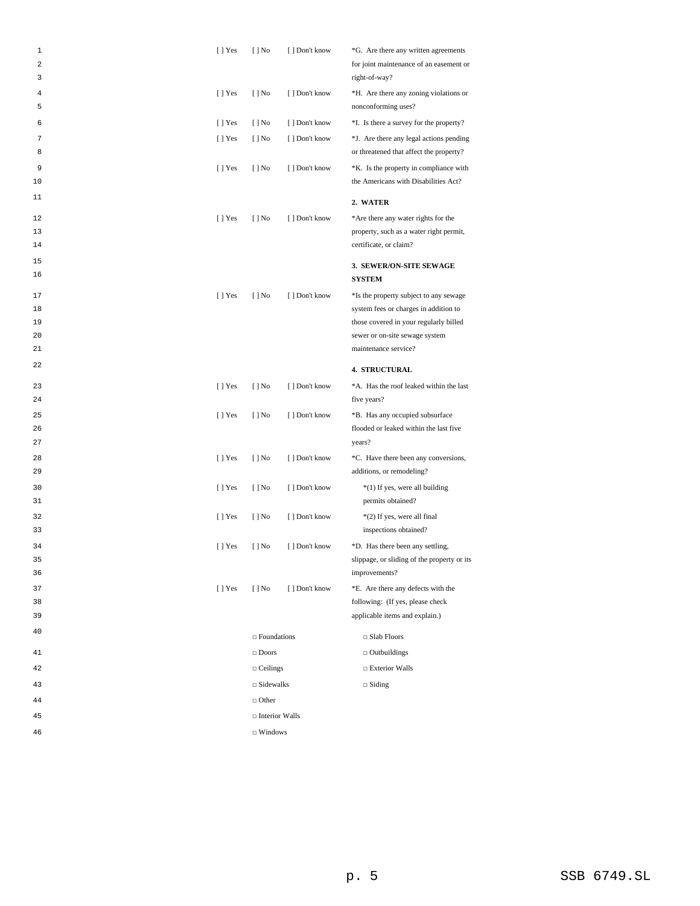| | | | |
|---|---|---|---|
| [ ] Yes | [ ] No | [ ] Don't know | *G. Are there any written agreements for joint maintenance of an easement or right-of-way? |
| [ ] Yes | [ ] No | [ ] Don't know | *H. Are there any zoning violations or nonconforming uses? |
| [ ] Yes | [ ] No | [ ] Don't know | *I. Is there a survey for the property? |
| [ ] Yes | [ ] No | [ ] Don't know | *J. Are there any legal actions pending or threatened that affect the property? |
| [ ] Yes | [ ] No | [ ] Don't know | *K. Is the property in compliance with the Americans with Disabilities Act? |

**2. WATER**

| | | | |
|---|---|---|---|
| [ ] Yes | [ ] No | [ ] Don't know | *Are there any water rights for the property, such as a water right permit, certificate, or claim? |

**3. SEWER/ON-SITE SEWAGE SYSTEM**

| | | | |
|---|---|---|---|
| [ ] Yes | [ ] No | [ ] Don't know | *Is the property subject to any sewage system fees or charges in addition to those covered in your regularly billed sewer or on-site sewage system maintenance service? |

**4. STRUCTURAL**

| | | | |
|---|---|---|---|
| [ ] Yes | [ ] No | [ ] Don't know | *A. Has the roof leaked within the last five years? |
| [ ] Yes | [ ] No | [ ] Don't know | *B. Has any occupied subsurface flooded or leaked within the last five years? |
| [ ] Yes | [ ] No | [ ] Don't know | *C. Have there been any conversions, additions, or remodeling? |
| [ ] Yes | [ ] No | [ ] Don't know | *(1) If yes, were all building permits obtained? |
| [ ] Yes | [ ] No | [ ] Don't know | *(2) If yes, were all final inspections obtained? |
| [ ] Yes | [ ] No | [ ] Don't know | *D. Has there been any settling, slippage, or sliding of the property or its improvements? |
| [ ] Yes | [ ] No | [ ] Don't know | *E. Are there any defects with the following: (If yes, please check applicable items and explain.) |

| | |
|---|---|
| □ Foundations | □ Slab Floors |
| □ Doors | □ Outbuildings |
| □ Ceilings | □ Exterior Walls |
| □ Sidewalks | □ Siding |
| □ Other | |
| □ Interior Walls | |
| □ Windows | |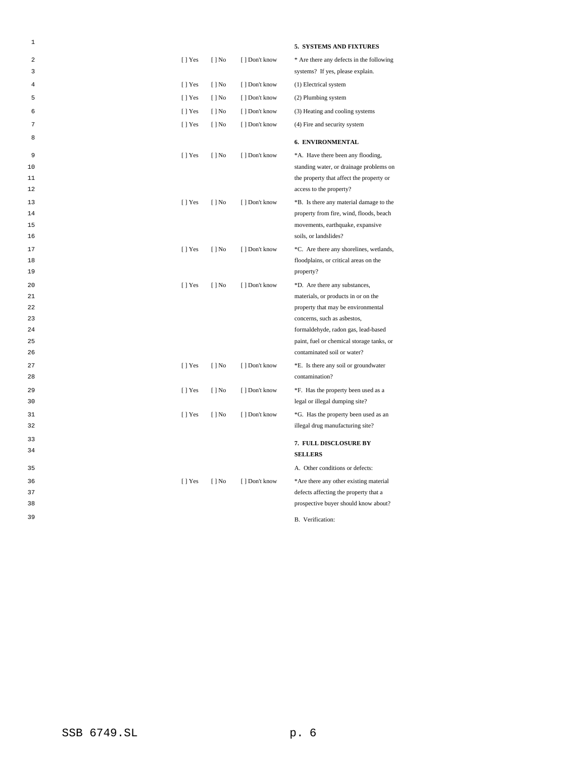**5. SYSTEMS AND FIXTURES**

| | | | |
|---|---|---|---|
| [ ] Yes | [ ] No | [ ] Don't know | * Are there any defects in the following systems? If yes, please explain. |
| [ ] Yes | [ ] No | [ ] Don't know | (1) Electrical system |
| [ ] Yes | [ ] No | [ ] Don't know | (2) Plumbing system |
| [ ] Yes | [ ] No | [ ] Don't know | (3) Heating and cooling systems |
| [ ] Yes | [ ] No | [ ] Don't know | (4) Fire and security system |

**6. ENVIRONMENTAL**

| | | | |
|---|---|---|---|
| [ ] Yes | [ ] No | [ ] Don't know | *A. Have there been any flooding, standing water, or drainage problems on the property that affect the property or access to the property? |
| [ ] Yes | [ ] No | [ ] Don't know | *B. Is there any material damage to the property from fire, wind, floods, beach movements, earthquake, expansive soils, or landslides? |
| [ ] Yes | [ ] No | [ ] Don't know | *C. Are there any shorelines, wetlands, floodplains, or critical areas on the property? |
| [ ] Yes | [ ] No | [ ] Don't know | *D. Are there any substances, materials, or products in or on the property that may be environmental concerns, such as asbestos, formaldehyde, radon gas, lead-based paint, fuel or chemical storage tanks, or contaminated soil or water? |
| [ ] Yes | [ ] No | [ ] Don't know | *E. Is there any soil or groundwater contamination? |
| [ ] Yes | [ ] No | [ ] Don't know | *F. Has the property been used as a legal or illegal dumping site? |
| [ ] Yes | [ ] No | [ ] Don't know | *G. Has the property been used as an illegal drug manufacturing site? |

**7. FULL DISCLOSURE BY SELLERS**

A. Other conditions or defects:

| | | | |
|---|---|---|---|
| [ ] Yes | [ ] No | [ ] Don't know | *Are there any other existing material defects affecting the property that a prospective buyer should know about? |

B. Verification: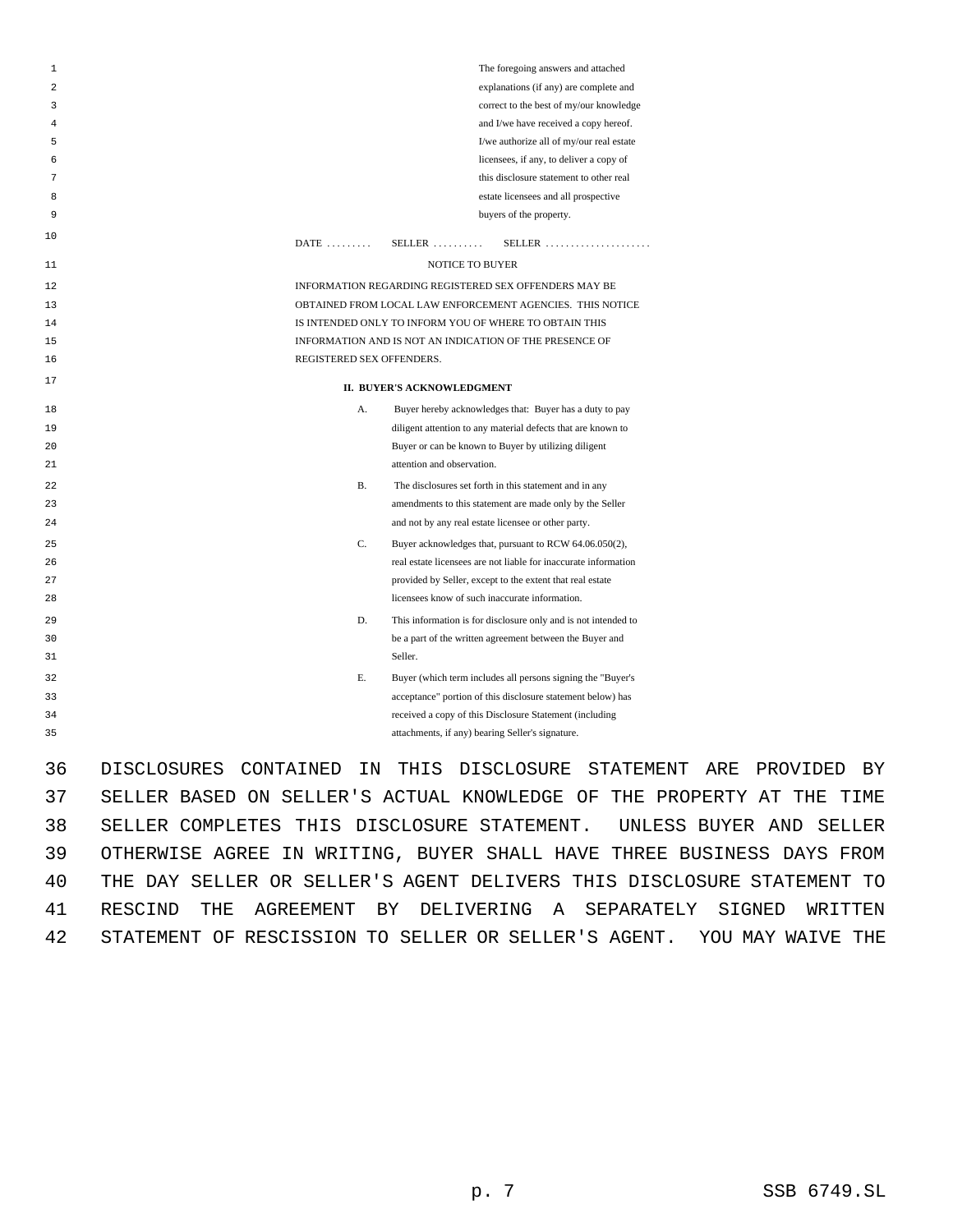The foregoing answers and attached explanations (if any) are complete and correct to the best of my/our knowledge and I/we have received a copy hereof. I/we authorize all of my/our real estate licensees, if any, to deliver a copy of this disclosure statement to other real estate licensees and all prospective buyers of the property.

DATE . . . . . . . . . SELLER . . . . . . . . . . SELLER . . . . . . . . . . . . . . . . . . . .

NOTICE TO BUYER

INFORMATION REGARDING REGISTERED SEX OFFENDERS MAY BE OBTAINED FROM LOCAL LAW ENFORCEMENT AGENCIES. THIS NOTICE IS INTENDED ONLY TO INFORM YOU OF WHERE TO OBTAIN THIS INFORMATION AND IS NOT AN INDICATION OF THE PRESENCE OF REGISTERED SEX OFFENDERS.

**II. BUYER'S ACKNOWLEDGMENT**

A. Buyer hereby acknowledges that: Buyer has a duty to pay diligent attention to any material defects that are known to Buyer or can be known to Buyer by utilizing diligent attention and observation.

B. The disclosures set forth in this statement and in any amendments to this statement are made only by the Seller and not by any real estate licensee or other party.

C. Buyer acknowledges that, pursuant to RCW 64.06.050(2), real estate licensees are not liable for inaccurate information provided by Seller, except to the extent that real estate licensees know of such inaccurate information.

D. This information is for disclosure only and is not intended to be a part of the written agreement between the Buyer and Seller.

E. Buyer (which term includes all persons signing the "Buyer's acceptance" portion of this disclosure statement below) has received a copy of this Disclosure Statement (including attachments, if any) bearing Seller's signature.

DISCLOSURES CONTAINED IN THIS DISCLOSURE STATEMENT ARE PROVIDED BY SELLER BASED ON SELLER'S ACTUAL KNOWLEDGE OF THE PROPERTY AT THE TIME SELLER COMPLETES THIS DISCLOSURE STATEMENT. UNLESS BUYER AND SELLER OTHERWISE AGREE IN WRITING, BUYER SHALL HAVE THREE BUSINESS DAYS FROM THE DAY SELLER OR SELLER'S AGENT DELIVERS THIS DISCLOSURE STATEMENT TO RESCIND THE AGREEMENT BY DELIVERING A SEPARATELY SIGNED WRITTEN STATEMENT OF RESCISSION TO SELLER OR SELLER'S AGENT. YOU MAY WAIVE THE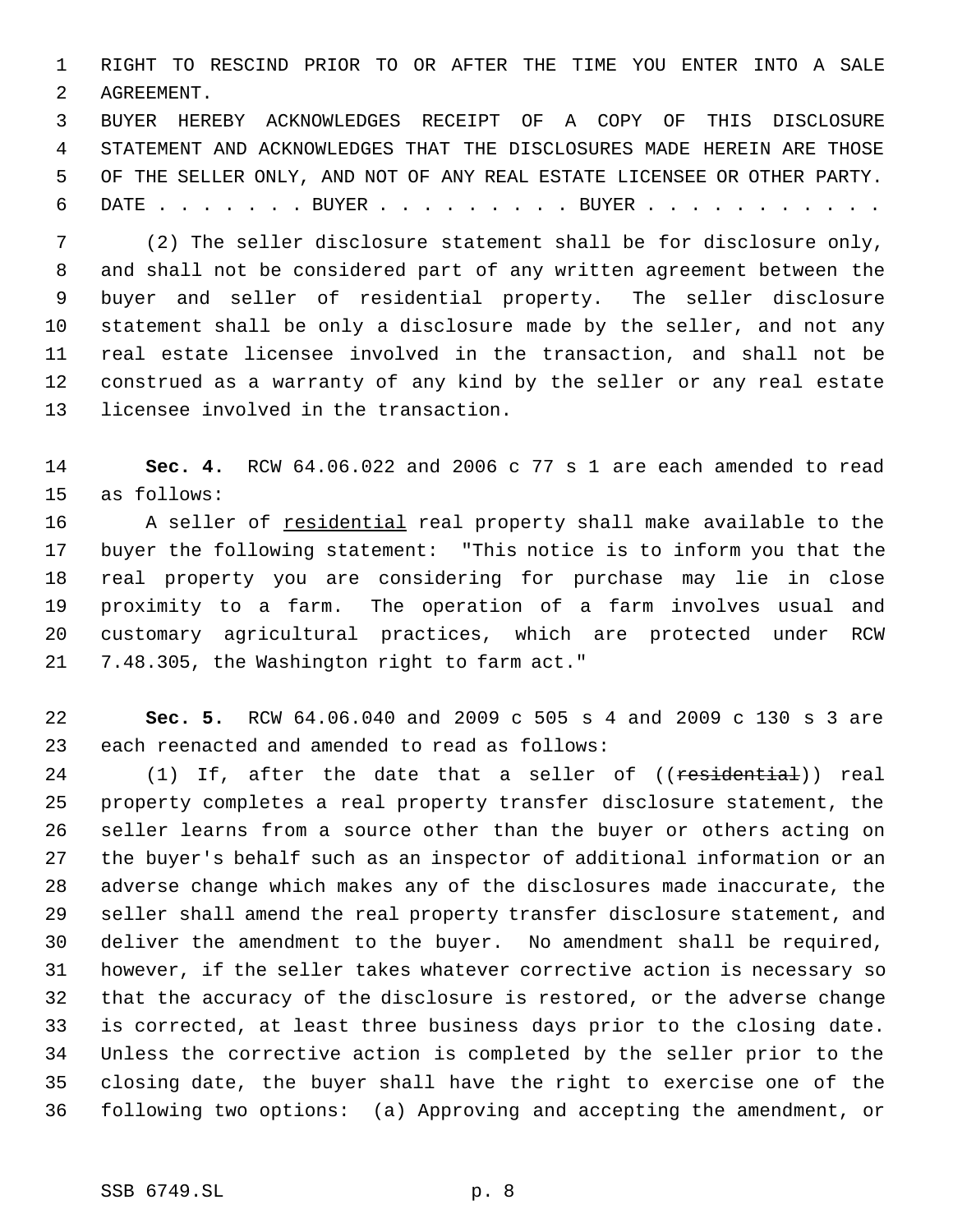RIGHT TO RESCIND PRIOR TO OR AFTER THE TIME YOU ENTER INTO A SALE AGREEMENT.

BUYER HEREBY ACKNOWLEDGES RECEIPT OF A COPY OF THIS DISCLOSURE STATEMENT AND ACKNOWLEDGES THAT THE DISCLOSURES MADE HEREIN ARE THOSE OF THE SELLER ONLY, AND NOT OF ANY REAL ESTATE LICENSEE OR OTHER PARTY.

DATE . . . . . . . BUYER . . . . . . . . . BUYER . . . . . . . . . . .

(2) The seller disclosure statement shall be for disclosure only, and shall not be considered part of any written agreement between the buyer and seller of residential property. The seller disclosure statement shall be only a disclosure made by the seller, and not any real estate licensee involved in the transaction, and shall not be construed as a warranty of any kind by the seller or any real estate licensee involved in the transaction.

**Sec. 4.** RCW 64.06.022 and 2006 c 77 s 1 are each amended to read as follows:

A seller of <u>residential</u> real property shall make available to the buyer the following statement: "This notice is to inform you that the real property you are considering for purchase may lie in close proximity to a farm. The operation of a farm involves usual and customary agricultural practices, which are protected under RCW 7.48.305, the Washington right to farm act."

**Sec. 5.** RCW 64.06.040 and 2009 c 505 s 4 and 2009 c 130 s 3 are each reenacted and amended to read as follows:

(1) If, after the date that a seller of ((~~residential~~)) real property completes a real property transfer disclosure statement, the seller learns from a source other than the buyer or others acting on the buyer's behalf such as an inspector of additional information or an adverse change which makes any of the disclosures made inaccurate, the seller shall amend the real property transfer disclosure statement, and deliver the amendment to the buyer. No amendment shall be required, however, if the seller takes whatever corrective action is necessary so that the accuracy of the disclosure is restored, or the adverse change is corrected, at least three business days prior to the closing date. Unless the corrective action is completed by the seller prior to the closing date, the buyer shall have the right to exercise one of the following two options: (a) Approving and accepting the amendment, or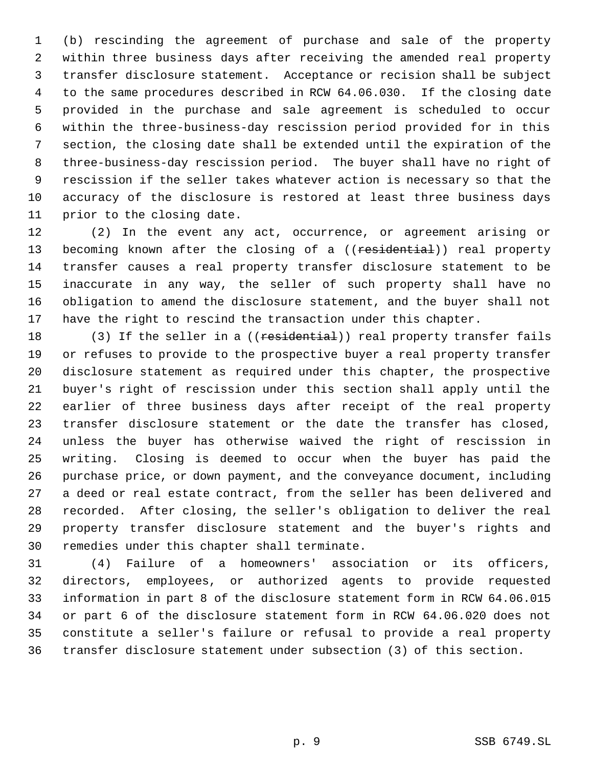(b) rescinding the agreement of purchase and sale of the property within three business days after receiving the amended real property transfer disclosure statement. Acceptance or recision shall be subject to the same procedures described in RCW 64.06.030. If the closing date provided in the purchase and sale agreement is scheduled to occur within the three-business-day rescission period provided for in this section, the closing date shall be extended until the expiration of the three-business-day rescission period. The buyer shall have no right of rescission if the seller takes whatever action is necessary so that the accuracy of the disclosure is restored at least three business days prior to the closing date.

(2) In the event any act, occurrence, or agreement arising or becoming known after the closing of a ((~~residential~~)) real property transfer causes a real property transfer disclosure statement to be inaccurate in any way, the seller of such property shall have no obligation to amend the disclosure statement, and the buyer shall not have the right to rescind the transaction under this chapter.

(3) If the seller in a ((~~residential~~)) real property transfer fails or refuses to provide to the prospective buyer a real property transfer disclosure statement as required under this chapter, the prospective buyer's right of rescission under this section shall apply until the earlier of three business days after receipt of the real property transfer disclosure statement or the date the transfer has closed, unless the buyer has otherwise waived the right of rescission in writing. Closing is deemed to occur when the buyer has paid the purchase price, or down payment, and the conveyance document, including a deed or real estate contract, from the seller has been delivered and recorded. After closing, the seller's obligation to deliver the real property transfer disclosure statement and the buyer's rights and remedies under this chapter shall terminate.

(4) Failure of a homeowners' association or its officers, directors, employees, or authorized agents to provide requested information in part 8 of the disclosure statement form in RCW 64.06.015 or part 6 of the disclosure statement form in RCW 64.06.020 does not constitute a seller's failure or refusal to provide a real property transfer disclosure statement under subsection (3) of this section.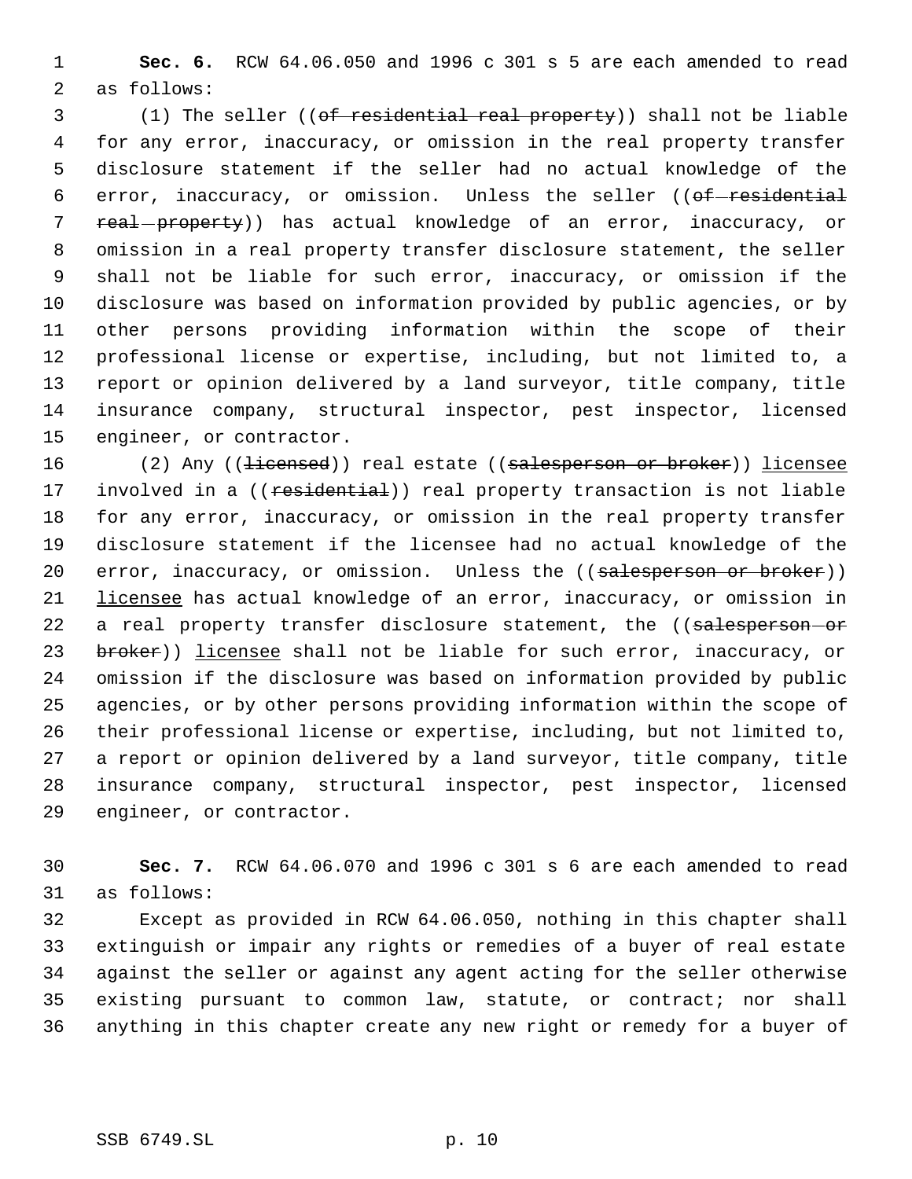**Sec. 6.** RCW 64.06.050 and 1996 c 301 s 5 are each amended to read as follows:

(1) The seller ((~~of residential real property~~)) shall not be liable for any error, inaccuracy, or omission in the real property transfer disclosure statement if the seller had no actual knowledge of the error, inaccuracy, or omission. Unless the seller ((~~of residential real property~~)) has actual knowledge of an error, inaccuracy, or omission in a real property transfer disclosure statement, the seller shall not be liable for such error, inaccuracy, or omission if the disclosure was based on information provided by public agencies, or by other persons providing information within the scope of their professional license or expertise, including, but not limited to, a report or opinion delivered by a land surveyor, title company, title insurance company, structural inspector, pest inspector, licensed engineer, or contractor.

(2) Any ((~~licensed~~)) real estate ((~~salesperson or broker~~)) <u>licensee</u> involved in a ((~~residential~~)) real property transaction is not liable for any error, inaccuracy, or omission in the real property transfer disclosure statement if the licensee had no actual knowledge of the error, inaccuracy, or omission. Unless the ((~~salesperson or broker~~)) <u>licensee</u> has actual knowledge of an error, inaccuracy, or omission in a real property transfer disclosure statement, the ((~~salesperson or broker~~)) <u>licensee</u> shall not be liable for such error, inaccuracy, or omission if the disclosure was based on information provided by public agencies, or by other persons providing information within the scope of their professional license or expertise, including, but not limited to, a report or opinion delivered by a land surveyor, title company, title insurance company, structural inspector, pest inspector, licensed engineer, or contractor.

**Sec. 7.** RCW 64.06.070 and 1996 c 301 s 6 are each amended to read as follows:

Except as provided in RCW 64.06.050, nothing in this chapter shall extinguish or impair any rights or remedies of a buyer of real estate against the seller or against any agent acting for the seller otherwise existing pursuant to common law, statute, or contract; nor shall anything in this chapter create any new right or remedy for a buyer of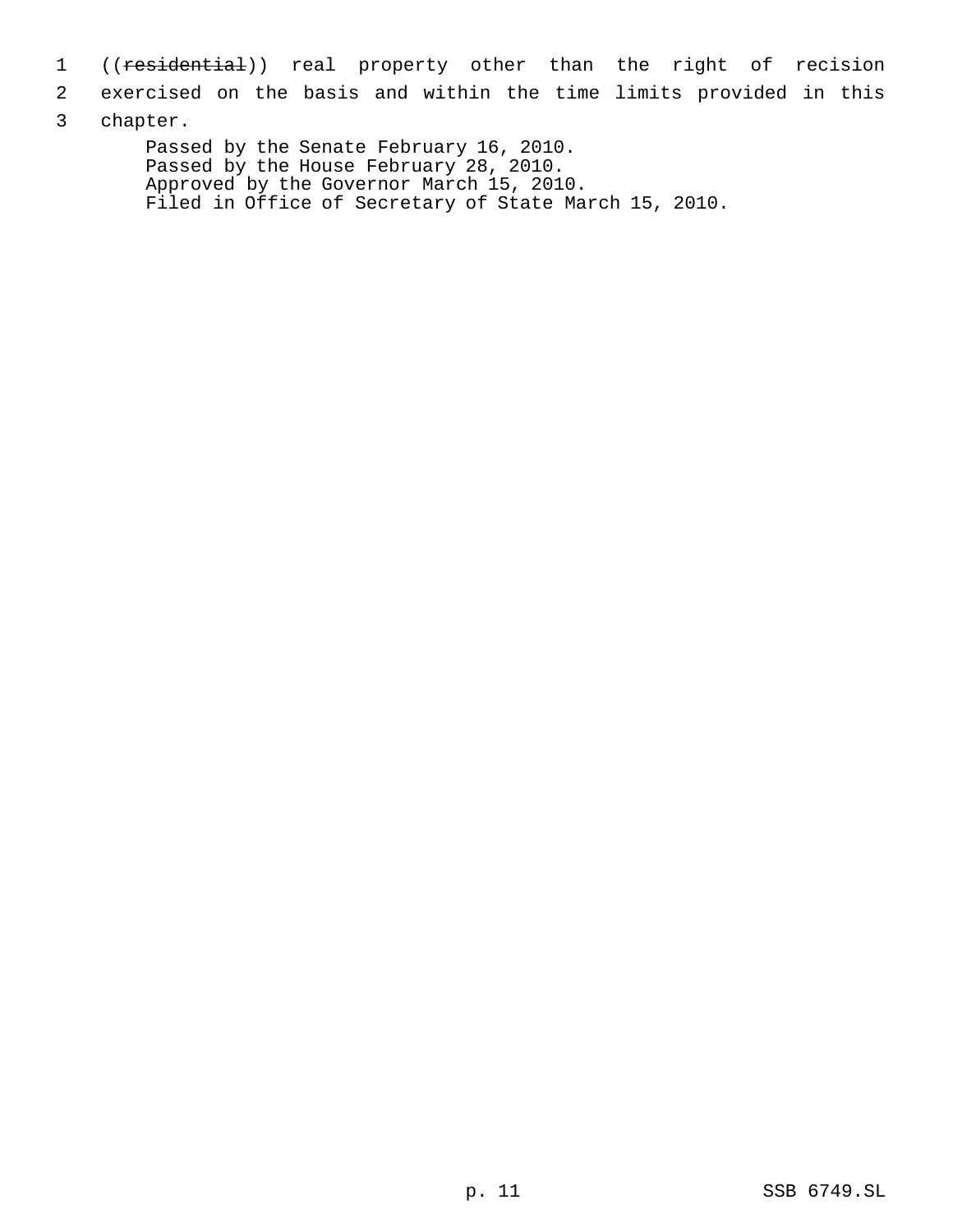((~~residential~~)) real property other than the right of recision exercised on the basis and within the time limits provided in this chapter.

Passed by the Senate February 16, 2010.
Passed by the House February 28, 2010.
Approved by the Governor March 15, 2010.
Filed in Office of Secretary of State March 15, 2010.